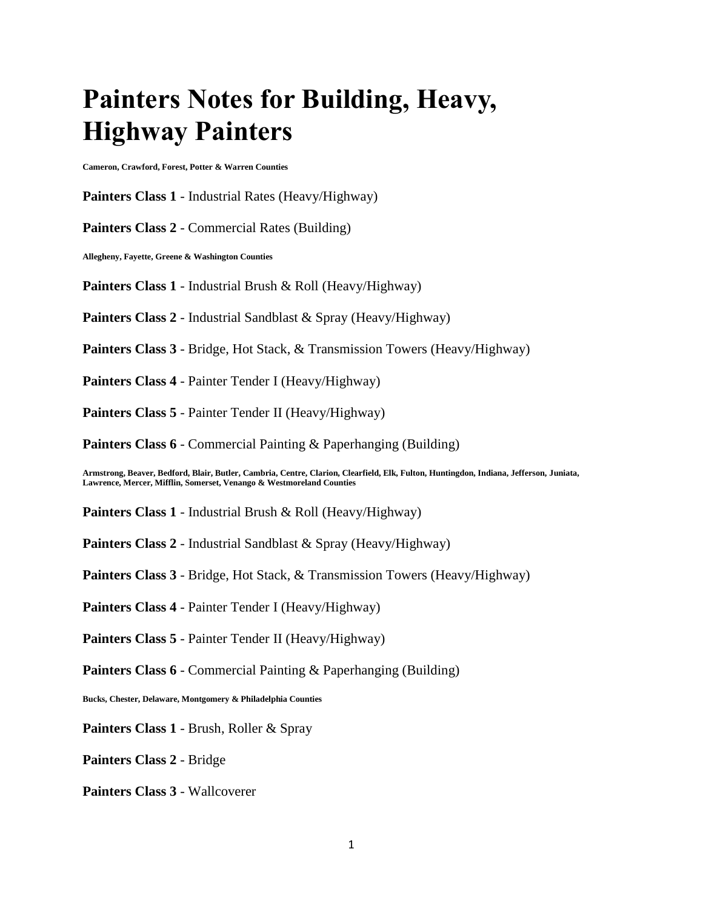# Painters Notes for Building, Heavy, Highway Painters

**Cameron, Crawford, Forest, Potter & Warren Counties**

**Painters Class 1** - Industrial Rates (Heavy/Highway)

**Painters Class 2** - Commercial Rates (Building)

**Allegheny, Fayette, Greene & Washington Counties**

**Painters Class 1** - Industrial Brush & Roll (Heavy/Highway)

**Painters Class 2** - Industrial Sandblast & Spray (Heavy/Highway)

**Painters Class 3** - Bridge, Hot Stack, & Transmission Towers (Heavy/Highway)

**Painters Class 4** - Painter Tender I (Heavy/Highway)

**Painters Class 5** - Painter Tender II (Heavy/Highway)

**Painters Class 6** - Commercial Painting & Paperhanging (Building)

**Armstrong, Beaver, Bedford, Blair, Butler, Cambria, Centre, Clarion, Clearfield, Elk, Fulton, Huntingdon, Indiana, Jefferson, Juniata, Lawrence, Mercer, Mifflin, Somerset, Venango & Westmoreland Counties**

**Painters Class 1** - Industrial Brush & Roll (Heavy/Highway)

**Painters Class 2** - Industrial Sandblast & Spray (Heavy/Highway)

**Painters Class 3** - Bridge, Hot Stack, & Transmission Towers (Heavy/Highway)

**Painters Class 4** - Painter Tender I (Heavy/Highway)

**Painters Class 5** - Painter Tender II (Heavy/Highway)

**Painters Class 6** - Commercial Painting & Paperhanging (Building)

**Bucks, Chester, Delaware, Montgomery & Philadelphia Counties**

**Painters Class 1** - Brush, Roller & Spray

**Painters Class 2** - Bridge

**Painters Class 3** - Wallcoverer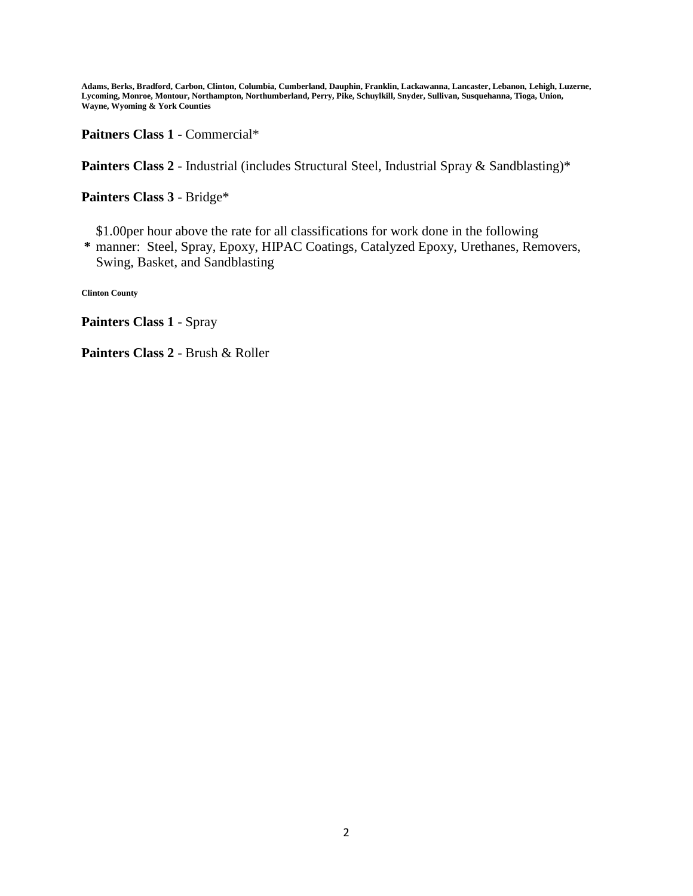**Adams, Berks, Bradford, Carbon, Clinton, Columbia, Cumberland, Dauphin, Franklin, Lackawanna, Lancaster, Lebanon, Lehigh, Luzerne, Lycoming, Monroe, Montour, Northampton, Northumberland, Perry, Pike, Schuylkill, Snyder, Sullivan, Susquehanna, Tioga, Union, Wayne, Wyoming & York Counties**

**Paitners Class 1** - Commercial*

**Painters Class 2** - Industrial (includes Structural Steel, Industrial Spray & Sandblasting)*

**Painters Class 3** - Bridge*

**\*** $1.00per hour above the rate for all classifications for work done in the following manner: Steel, Spray, Epoxy, HIPAC Coatings, Catalyzed Epoxy, Urethanes, Removers, Swing, Basket, and Sandblasting

**Clinton County**

**Painters Class 1** - Spray

**Painters Class 2** - Brush & Roller